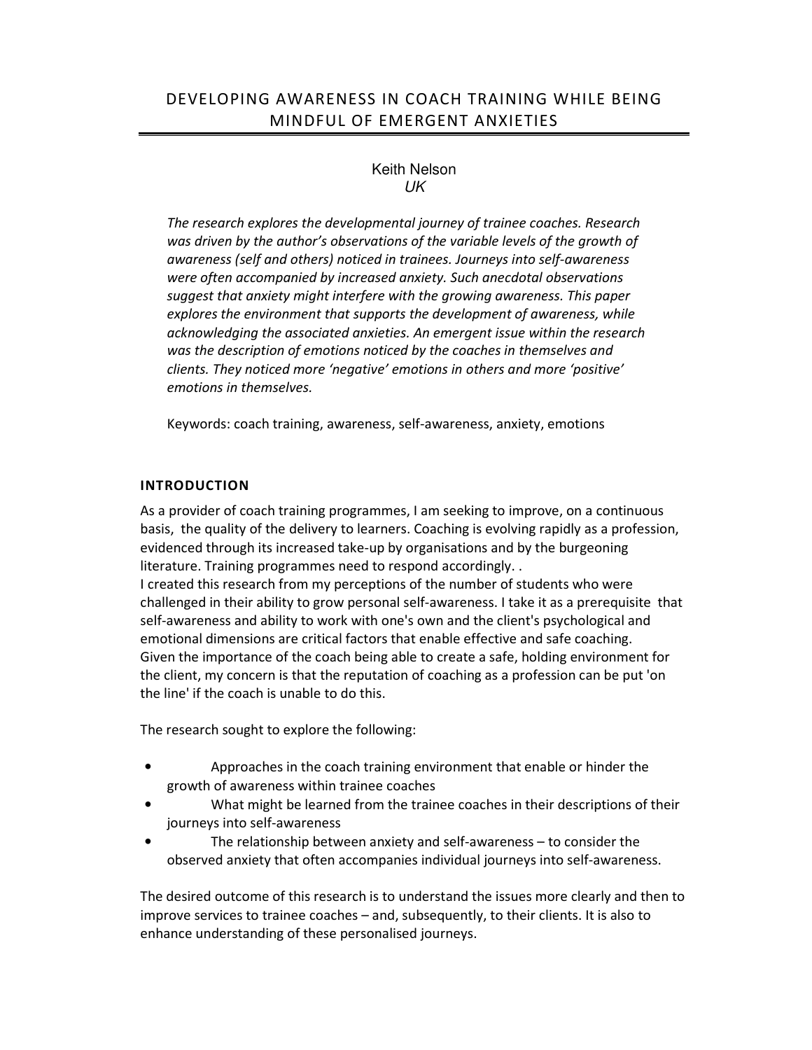# DEVELOPING AWARENESS IN COACH TRAINING WHILE BEING MINDFUL OF EMERGENT ANXIETIES

Keith Nelson
*UK*

*The research explores the developmental journey of trainee coaches. Research was driven by the author's observations of the variable levels of the growth of awareness (self and others) noticed in trainees. Journeys into self-awareness were often accompanied by increased anxiety. Such anecdotal observations suggest that anxiety might interfere with the growing awareness. This paper explores the environment that supports the development of awareness, while acknowledging the associated anxieties. An emergent issue within the research was the description of emotions noticed by the coaches in themselves and clients. They noticed more 'negative' emotions in others and more 'positive' emotions in themselves.*

Keywords: coach training, awareness, self-awareness, anxiety, emotions

## INTRODUCTION

As a provider of coach training programmes, I am seeking to improve, on a continuous basis, the quality of the delivery to learners. Coaching is evolving rapidly as a profession, evidenced through its increased take-up by organisations and by the burgeoning literature. Training programmes need to respond accordingly. .

I created this research from my perceptions of the number of students who were challenged in their ability to grow personal self-awareness. I take it as a prerequisite that self-awareness and ability to work with one's own and the client's psychological and emotional dimensions are critical factors that enable effective and safe coaching. Given the importance of the coach being able to create a safe, holding environment for the client, my concern is that the reputation of coaching as a profession can be put 'on the line' if the coach is unable to do this.

The research sought to explore the following:

- Approaches in the coach training environment that enable or hinder the growth of awareness within trainee coaches
- What might be learned from the trainee coaches in their descriptions of their journeys into self-awareness
- The relationship between anxiety and self-awareness – to consider the observed anxiety that often accompanies individual journeys into self-awareness.

The desired outcome of this research is to understand the issues more clearly and then to improve services to trainee coaches – and, subsequently, to their clients. It is also to enhance understanding of these personalised journeys.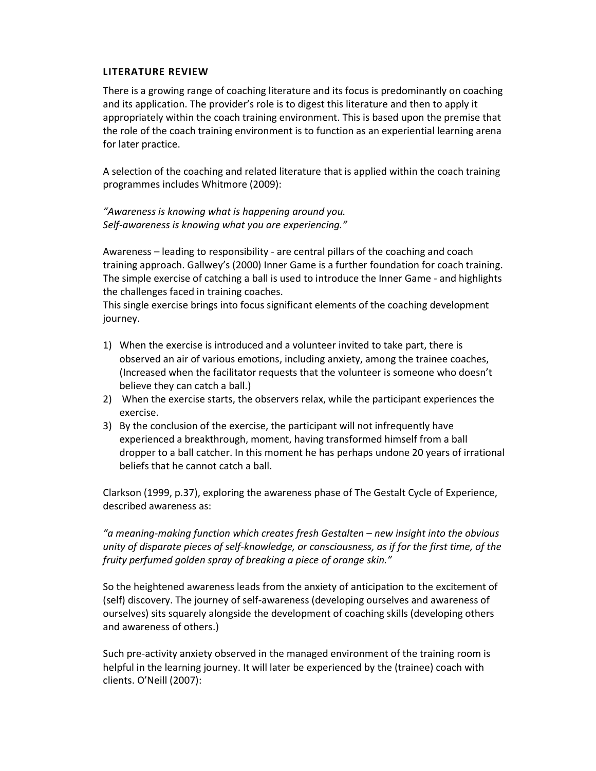## LITERATURE REVIEW

There is a growing range of coaching literature and its focus is predominantly on coaching and its application. The provider's role is to digest this literature and then to apply it appropriately within the coach training environment. This is based upon the premise that the role of the coach training environment is to function as an experiential learning arena for later practice.

A selection of the coaching and related literature that is applied within the coach training programmes includes Whitmore (2009):

*"Awareness is knowing what is happening around you.*
*Self-awareness is knowing what you are experiencing."*

Awareness – leading to responsibility - are central pillars of the coaching and coach training approach. Gallwey's (2000) Inner Game is a further foundation for coach training. The simple exercise of catching a ball is used to introduce the Inner Game - and highlights the challenges faced in training coaches.
This single exercise brings into focus significant elements of the coaching development journey.

1) When the exercise is introduced and a volunteer invited to take part, there is observed an air of various emotions, including anxiety, among the trainee coaches, (Increased when the facilitator requests that the volunteer is someone who doesn't believe they can catch a ball.)
2) When the exercise starts, the observers relax, while the participant experiences the exercise.
3) By the conclusion of the exercise, the participant will not infrequently have experienced a breakthrough, moment, having transformed himself from a ball dropper to a ball catcher. In this moment he has perhaps undone 20 years of irrational beliefs that he cannot catch a ball.

Clarkson (1999, p.37), exploring the awareness phase of The Gestalt Cycle of Experience, described awareness as:

*"a meaning-making function which creates fresh Gestalten – new insight into the obvious unity of disparate pieces of self-knowledge, or consciousness, as if for the first time, of the fruity perfumed golden spray of breaking a piece of orange skin."*

So the heightened awareness leads from the anxiety of anticipation to the excitement of (self) discovery. The journey of self-awareness (developing ourselves and awareness of ourselves) sits squarely alongside the development of coaching skills (developing others and awareness of others.)

Such pre-activity anxiety observed in the managed environment of the training room is helpful in the learning journey. It will later be experienced by the (trainee) coach with clients. O'Neill (2007):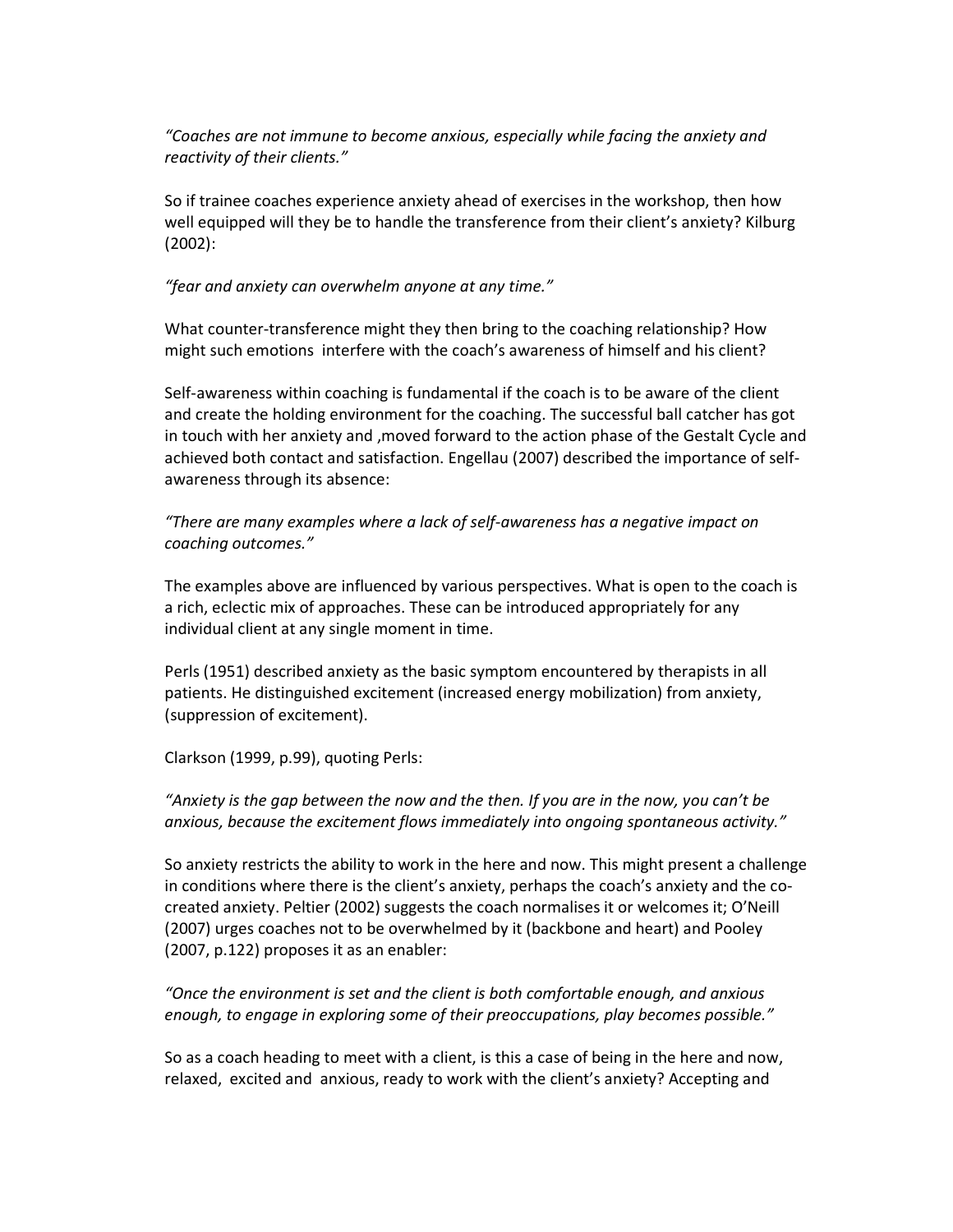*"Coaches are not immune to become anxious, especially while facing the anxiety and reactivity of their clients."*

So if trainee coaches experience anxiety ahead of exercises in the workshop, then how well equipped will they be to handle the transference from their client's anxiety? Kilburg (2002):

*"fear and anxiety can overwhelm anyone at any time."*

What counter-transference might they then bring to the coaching relationship? How might such emotions interfere with the coach's awareness of himself and his client?

Self-awareness within coaching is fundamental if the coach is to be aware of the client and create the holding environment for the coaching. The successful ball catcher has got in touch with her anxiety and ,moved forward to the action phase of the Gestalt Cycle and achieved both contact and satisfaction. Engellau (2007) described the importance of self-awareness through its absence:

*"There are many examples where a lack of self-awareness has a negative impact on coaching outcomes."*

The examples above are influenced by various perspectives. What is open to the coach is a rich, eclectic mix of approaches. These can be introduced appropriately for any individual client at any single moment in time.

Perls (1951) described anxiety as the basic symptom encountered by therapists in all patients. He distinguished excitement (increased energy mobilization) from anxiety, (suppression of excitement).

Clarkson (1999, p.99), quoting Perls:

*"Anxiety is the gap between the now and the then. If you are in the now, you can't be anxious, because the excitement flows immediately into ongoing spontaneous activity."*

So anxiety restricts the ability to work in the here and now. This might present a challenge in conditions where there is the client's anxiety, perhaps the coach's anxiety and the co-created anxiety. Peltier (2002) suggests the coach normalises it or welcomes it; O'Neill (2007) urges coaches not to be overwhelmed by it (backbone and heart) and Pooley (2007, p.122) proposes it as an enabler:

*"Once the environment is set and the client is both comfortable enough, and anxious enough, to engage in exploring some of their preoccupations, play becomes possible."*

So as a coach heading to meet with a client, is this a case of being in the here and now, relaxed, excited and anxious, ready to work with the client's anxiety? Accepting and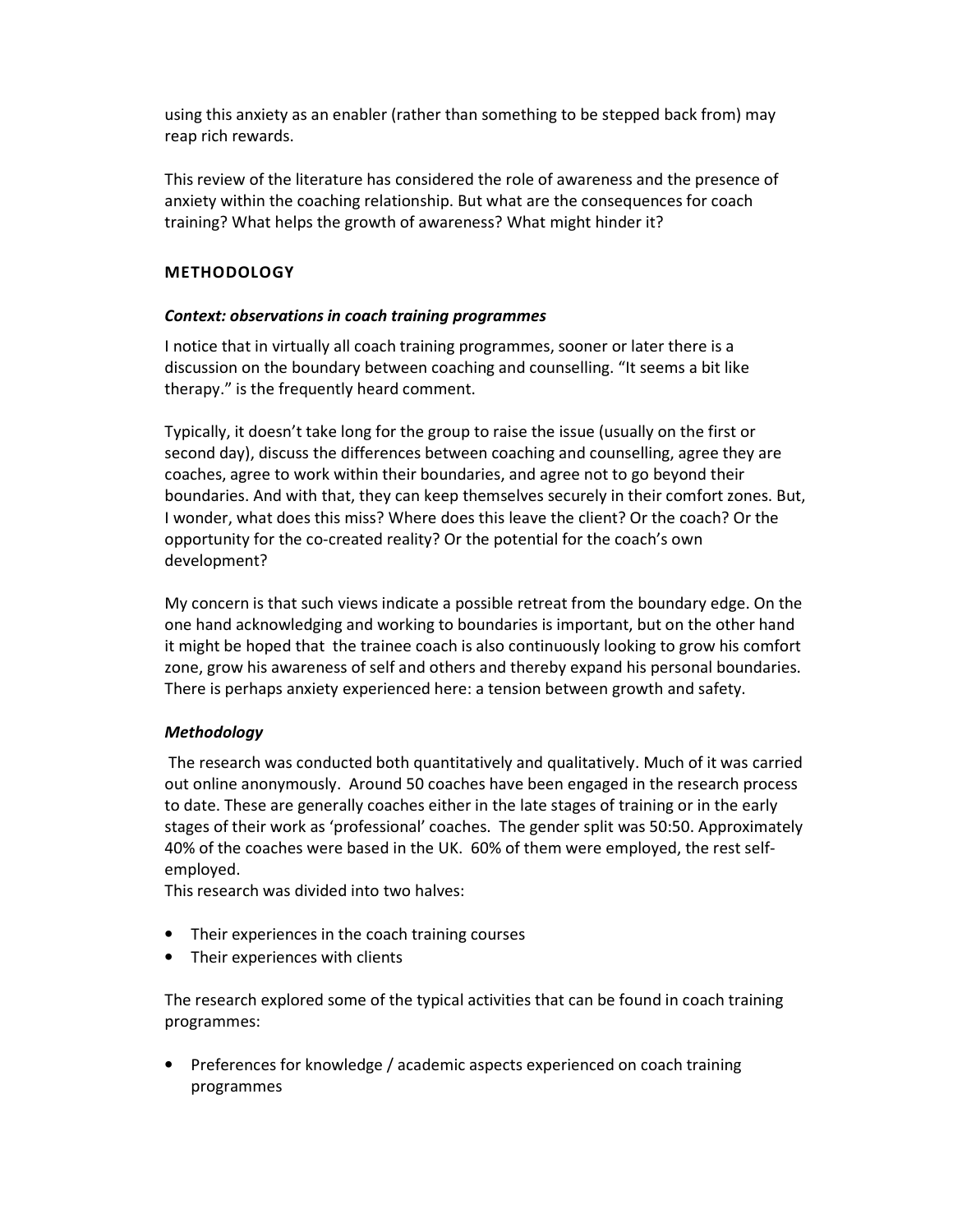using this anxiety as an enabler (rather than something to be stepped back from) may reap rich rewards.

This review of the literature has considered the role of awareness and the presence of anxiety within the coaching relationship. But what are the consequences for coach training? What helps the growth of awareness? What might hinder it?

## METHODOLOGY

### *Context: observations in coach training programmes*

I notice that in virtually all coach training programmes, sooner or later there is a discussion on the boundary between coaching and counselling. "It seems a bit like therapy." is the frequently heard comment.

Typically, it doesn't take long for the group to raise the issue (usually on the first or second day), discuss the differences between coaching and counselling, agree they are coaches, agree to work within their boundaries, and agree not to go beyond their boundaries. And with that, they can keep themselves securely in their comfort zones. But, I wonder, what does this miss? Where does this leave the client? Or the coach? Or the opportunity for the co-created reality? Or the potential for the coach's own development?

My concern is that such views indicate a possible retreat from the boundary edge. On the one hand acknowledging and working to boundaries is important, but on the other hand it might be hoped that the trainee coach is also continuously looking to grow his comfort zone, grow his awareness of self and others and thereby expand his personal boundaries. There is perhaps anxiety experienced here: a tension between growth and safety.

### *Methodology*

The research was conducted both quantitatively and qualitatively. Much of it was carried out online anonymously. Around 50 coaches have been engaged in the research process to date. These are generally coaches either in the late stages of training or in the early stages of their work as 'professional' coaches. The gender split was 50:50. Approximately 40% of the coaches were based in the UK. 60% of them were employed, the rest self-employed.

This research was divided into two halves:

- Their experiences in the coach training courses
- Their experiences with clients

The research explored some of the typical activities that can be found in coach training programmes:

- Preferences for knowledge / academic aspects experienced on coach training programmes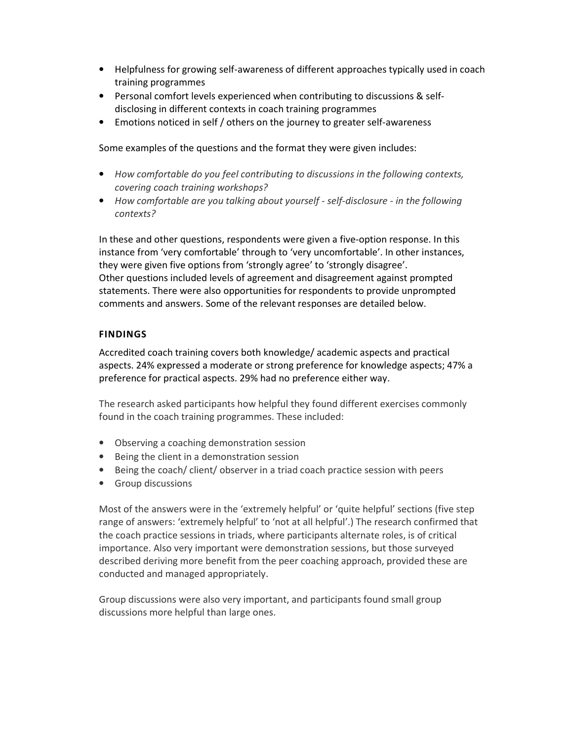- Helpfulness for growing self-awareness of different approaches typically used in coach training programmes
- Personal comfort levels experienced when contributing to discussions & self-disclosing in different contexts in coach training programmes
- Emotions noticed in self / others on the journey to greater self-awareness

Some examples of the questions and the format they were given includes:

- *How comfortable do you feel contributing to discussions in the following contexts, covering coach training workshops?*
- *How comfortable are you talking about yourself - self-disclosure - in the following contexts?*

In these and other questions, respondents were given a five-option response. In this instance from 'very comfortable' through to 'very uncomfortable'. In other instances, they were given five options from 'strongly agree' to 'strongly disagree'.
Other questions included levels of agreement and disagreement against prompted statements. There were also opportunities for respondents to provide unprompted comments and answers. Some of the relevant responses are detailed below.

## FINDINGS

Accredited coach training covers both knowledge/ academic aspects and practical aspects. 24% expressed a moderate or strong preference for knowledge aspects; 47% a preference for practical aspects. 29% had no preference either way.

The research asked participants how helpful they found different exercises commonly found in the coach training programmes. These included:

- Observing a coaching demonstration session
- Being the client in a demonstration session
- Being the coach/ client/ observer in a triad coach practice session with peers
- Group discussions

Most of the answers were in the 'extremely helpful' or 'quite helpful' sections (five step range of answers: 'extremely helpful' to 'not at all helpful'.) The research confirmed that the coach practice sessions in triads, where participants alternate roles, is of critical importance. Also very important were demonstration sessions, but those surveyed described deriving more benefit from the peer coaching approach, provided these are conducted and managed appropriately.

Group discussions were also very important, and participants found small group discussions more helpful than large ones.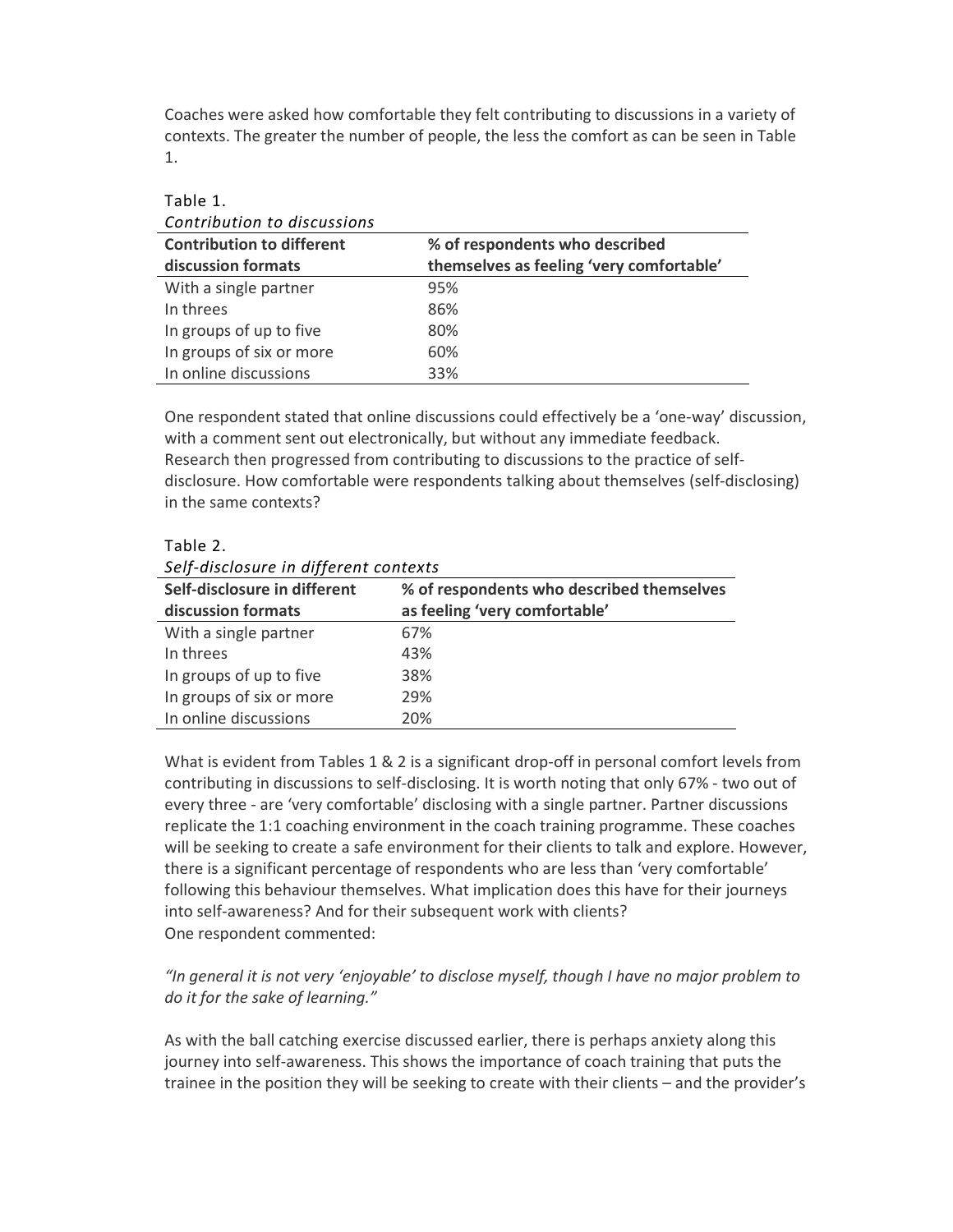Coaches were asked how comfortable they felt contributing to discussions in a variety of contexts. The greater the number of people, the less the comfort as can be seen in Table 1.

Table 1.
*Contribution to discussions*

| Contribution to different discussion formats | % of respondents who described themselves as feeling 'very comfortable' |
|---|---|
| With a single partner | 95% |
| In threes | 86% |
| In groups of up to five | 80% |
| In groups of six or more | 60% |
| In online discussions | 33% |

One respondent stated that online discussions could effectively be a 'one-way' discussion, with a comment sent out electronically, but without any immediate feedback. Research then progressed from contributing to discussions to the practice of self-disclosure. How comfortable were respondents talking about themselves (self-disclosing) in the same contexts?

Table 2.
*Self-disclosure in different contexts*

| Self-disclosure in different discussion formats | % of respondents who described themselves as feeling 'very comfortable' |
|---|---|
| With a single partner | 67% |
| In threes | 43% |
| In groups of up to five | 38% |
| In groups of six or more | 29% |
| In online discussions | 20% |

What is evident from Tables 1 & 2 is a significant drop-off in personal comfort levels from contributing in discussions to self-disclosing. It is worth noting that only 67% - two out of every three - are 'very comfortable' disclosing with a single partner. Partner discussions replicate the 1:1 coaching environment in the coach training programme. These coaches will be seeking to create a safe environment for their clients to talk and explore. However, there is a significant percentage of respondents who are less than 'very comfortable' following this behaviour themselves. What implication does this have for their journeys into self-awareness? And for their subsequent work with clients?
One respondent commented:

*"In general it is not very 'enjoyable' to disclose myself, though I have no major problem to do it for the sake of learning."*

As with the ball catching exercise discussed earlier, there is perhaps anxiety along this journey into self-awareness. This shows the importance of coach training that puts the trainee in the position they will be seeking to create with their clients – and the provider's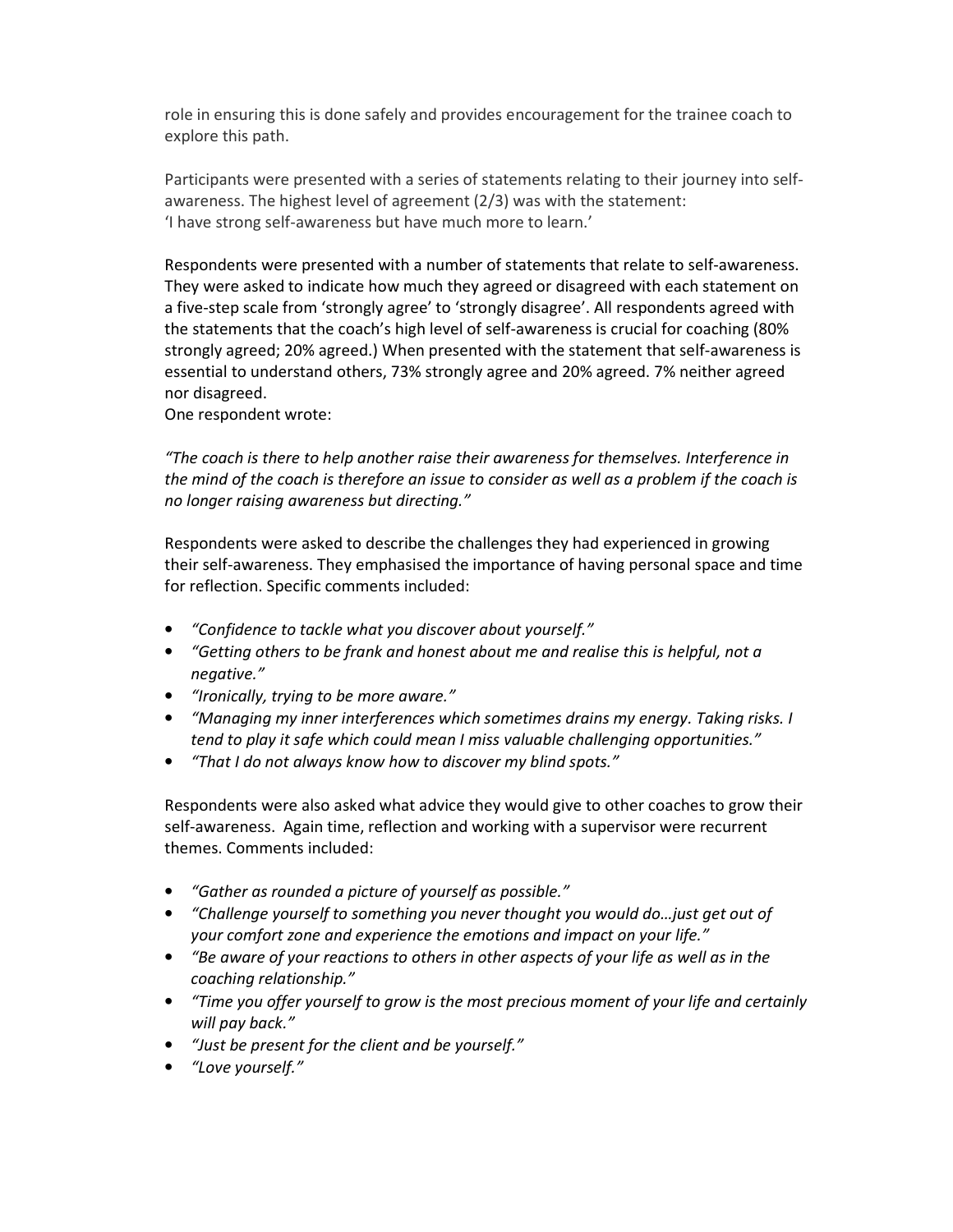role in ensuring this is done safely and provides encouragement for the trainee coach to explore this path.

Participants were presented with a series of statements relating to their journey into self-awareness. The highest level of agreement (2/3) was with the statement:
'I have strong self-awareness but have much more to learn.'

Respondents were presented with a number of statements that relate to self-awareness. They were asked to indicate how much they agreed or disagreed with each statement on a five-step scale from 'strongly agree' to 'strongly disagree'. All respondents agreed with the statements that the coach's high level of self-awareness is crucial for coaching (80% strongly agreed; 20% agreed.) When presented with the statement that self-awareness is essential to understand others, 73% strongly agree and 20% agreed. 7% neither agreed nor disagreed.
One respondent wrote:

*"The coach is there to help another raise their awareness for themselves. Interference in the mind of the coach is therefore an issue to consider as well as a problem if the coach is no longer raising awareness but directing."*

Respondents were asked to describe the challenges they had experienced in growing their self-awareness. They emphasised the importance of having personal space and time for reflection. Specific comments included:

- *"Confidence to tackle what you discover about yourself."*
- *"Getting others to be frank and honest about me and realise this is helpful, not a negative."*
- *"Ironically, trying to be more aware."*
- *"Managing my inner interferences which sometimes drains my energy. Taking risks. I tend to play it safe which could mean I miss valuable challenging opportunities."*
- *"That I do not always know how to discover my blind spots."*

Respondents were also asked what advice they would give to other coaches to grow their self-awareness. Again time, reflection and working with a supervisor were recurrent themes. Comments included:

- *"Gather as rounded a picture of yourself as possible."*
- *"Challenge yourself to something you never thought you would do…just get out of your comfort zone and experience the emotions and impact on your life."*
- *"Be aware of your reactions to others in other aspects of your life as well as in the coaching relationship."*
- *"Time you offer yourself to grow is the most precious moment of your life and certainly will pay back."*
- *"Just be present for the client and be yourself."*
- *"Love yourself."*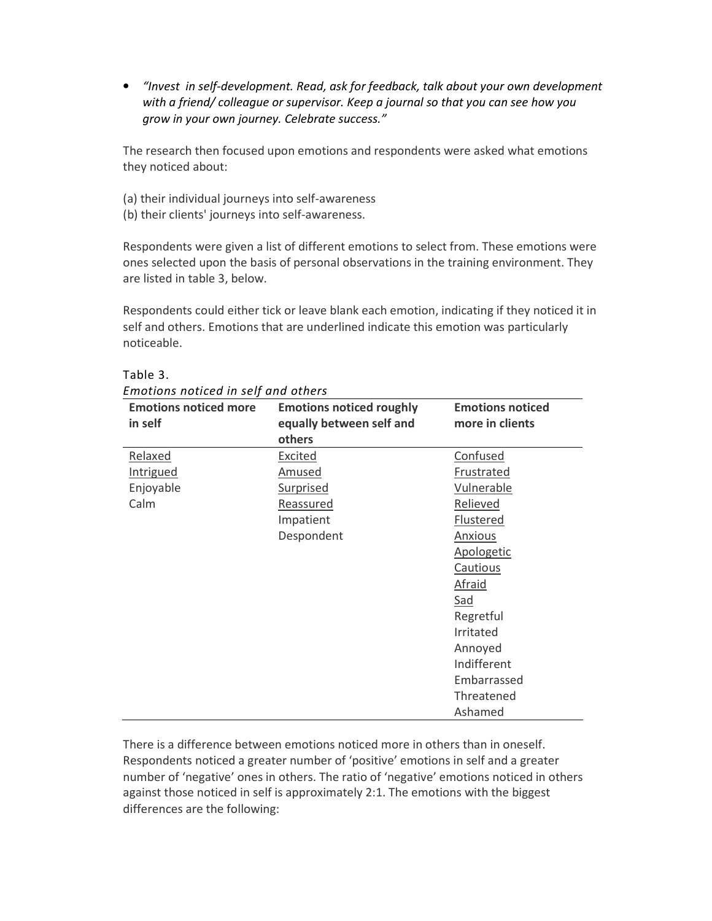- *"Invest in self-development. Read, ask for feedback, talk about your own development with a friend/ colleague or supervisor. Keep a journal so that you can see how you grow in your own journey. Celebrate success."*

The research then focused upon emotions and respondents were asked what emotions they noticed about:

(a) their individual journeys into self-awareness
(b) their clients' journeys into self-awareness.

Respondents were given a list of different emotions to select from. These emotions were ones selected upon the basis of personal observations in the training environment. They are listed in table 3, below.

Respondents could either tick or leave blank each emotion, indicating if they noticed it in self and others. Emotions that are underlined indicate this emotion was particularly noticeable.

Table 3.
*Emotions noticed in self and others*

| Emotions noticed more in self | Emotions noticed roughly equally between self and others | Emotions noticed more in clients |
|---|---|---|
| <u>Relaxed</u> | <u>Excited</u> | <u>Confused</u> |
| <u>Intrigued</u> | <u>Amused</u> | <u>Frustrated</u> |
| Enjoyable | <u>Surprised</u> | <u>Vulnerable</u> |
| Calm | <u>Reassured</u> | <u>Relieved</u> |
| | Impatient | <u>Flustered</u> |
| | Despondent | <u>Anxious</u> |
| | | <u>Apologetic</u> |
| | | <u>Cautious</u> |
| | | <u>Afraid</u> |
| | | <u>Sad</u> |
| | | Regretful |
| | | Irritated |
| | | Annoyed |
| | | Indifferent |
| | | Embarrassed |
| | | Threatened |
| | | Ashamed |

There is a difference between emotions noticed more in others than in oneself. Respondents noticed a greater number of 'positive' emotions in self and a greater number of 'negative' ones in others. The ratio of 'negative' emotions noticed in others against those noticed in self is approximately 2:1. The emotions with the biggest differences are the following: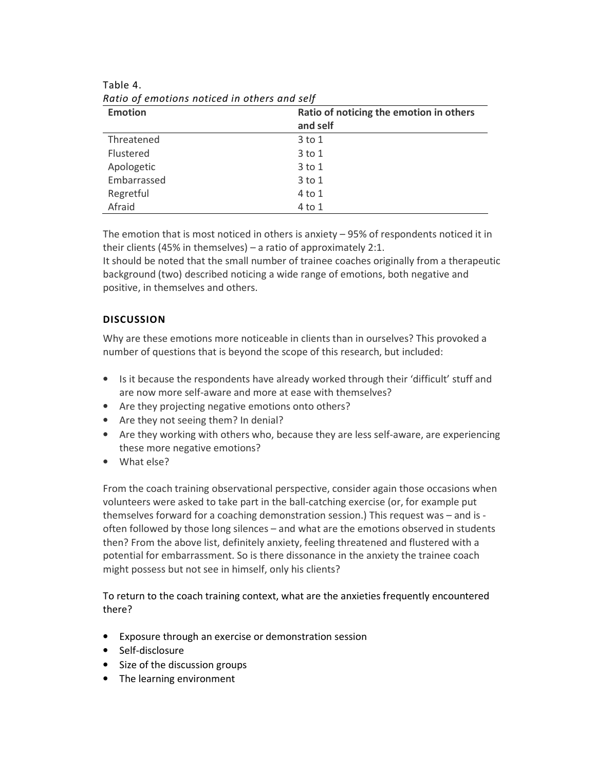Table 4.
*Ratio of emotions noticed in others and self*

| Emotion | Ratio of noticing the emotion in others and self |
|---|---|
| Threatened | 3 to 1 |
| Flustered | 3 to 1 |
| Apologetic | 3 to 1 |
| Embarrassed | 3 to 1 |
| Regretful | 4 to 1 |
| Afraid | 4 to 1 |

The emotion that is most noticed in others is anxiety – 95% of respondents noticed it in their clients (45% in themselves) – a ratio of approximately 2:1.
It should be noted that the small number of trainee coaches originally from a therapeutic background (two) described noticing a wide range of emotions, both negative and positive, in themselves and others.

## DISCUSSION

Why are these emotions more noticeable in clients than in ourselves? This provoked a number of questions that is beyond the scope of this research, but included:

- Is it because the respondents have already worked through their 'difficult' stuff and are now more self-aware and more at ease with themselves?
- Are they projecting negative emotions onto others?
- Are they not seeing them? In denial?
- Are they working with others who, because they are less self-aware, are experiencing these more negative emotions?
- What else?

From the coach training observational perspective, consider again those occasions when volunteers were asked to take part in the ball-catching exercise (or, for example put themselves forward for a coaching demonstration session.) This request was – and is - often followed by those long silences – and what are the emotions observed in students then? From the above list, definitely anxiety, feeling threatened and flustered with a potential for embarrassment. So is there dissonance in the anxiety the trainee coach might possess but not see in himself, only his clients?

To return to the coach training context, what are the anxieties frequently encountered there?

- Exposure through an exercise or demonstration session
- Self-disclosure
- Size of the discussion groups
- The learning environment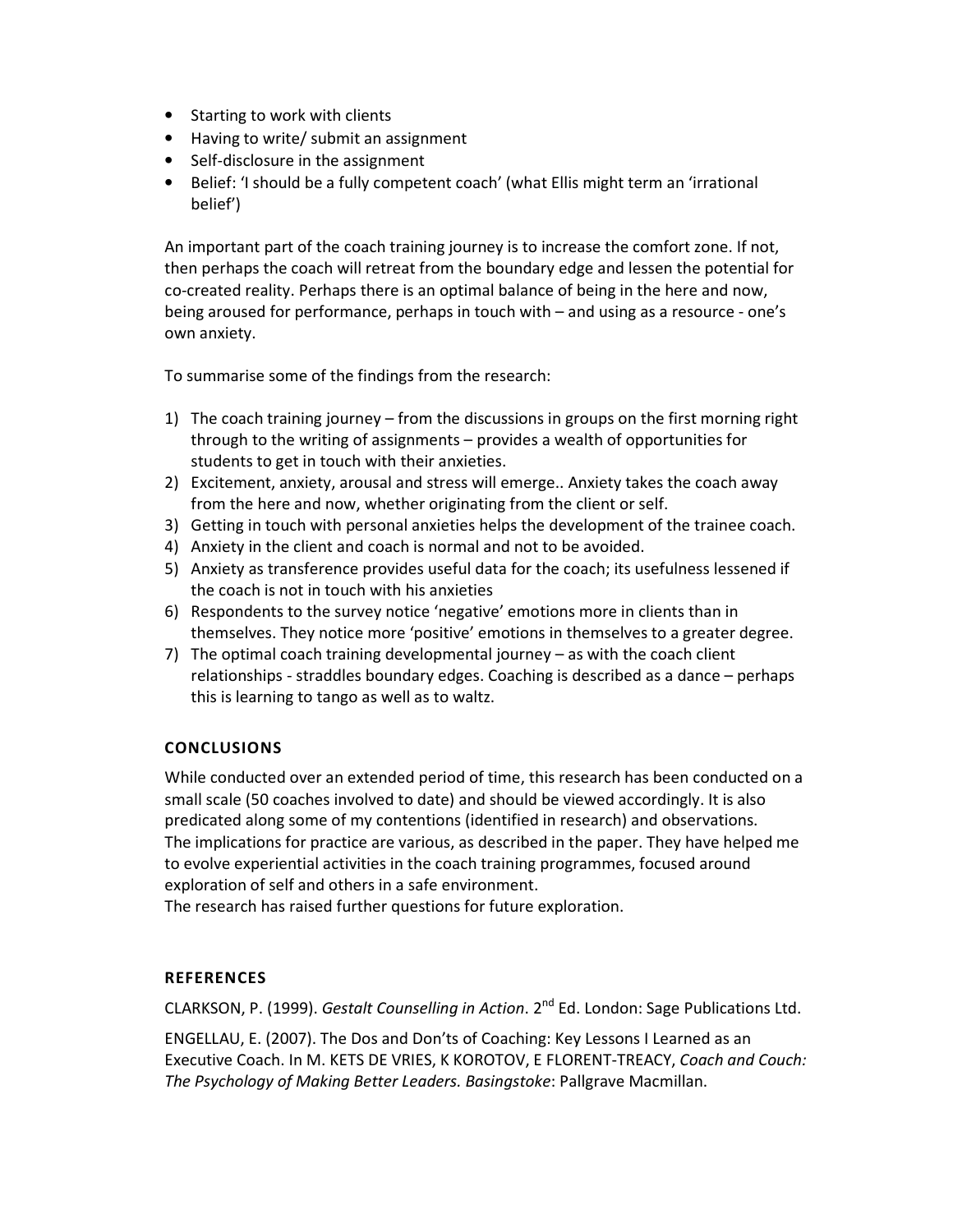- Starting to work with clients
- Having to write/ submit an assignment
- Self-disclosure in the assignment
- Belief: 'I should be a fully competent coach' (what Ellis might term an 'irrational belief')

An important part of the coach training journey is to increase the comfort zone. If not, then perhaps the coach will retreat from the boundary edge and lessen the potential for co-created reality. Perhaps there is an optimal balance of being in the here and now, being aroused for performance, perhaps in touch with – and using as a resource - one's own anxiety.

To summarise some of the findings from the research:

1) The coach training journey – from the discussions in groups on the first morning right through to the writing of assignments – provides a wealth of opportunities for students to get in touch with their anxieties.
2) Excitement, anxiety, arousal and stress will emerge.. Anxiety takes the coach away from the here and now, whether originating from the client or self.
3) Getting in touch with personal anxieties helps the development of the trainee coach.
4) Anxiety in the client and coach is normal and not to be avoided.
5) Anxiety as transference provides useful data for the coach; its usefulness lessened if the coach is not in touch with his anxieties
6) Respondents to the survey notice 'negative' emotions more in clients than in themselves. They notice more 'positive' emotions in themselves to a greater degree.
7) The optimal coach training developmental journey – as with the coach client relationships - straddles boundary edges. Coaching is described as a dance – perhaps this is learning to tango as well as to waltz.

## CONCLUSIONS

While conducted over an extended period of time, this research has been conducted on a small scale (50 coaches involved to date) and should be viewed accordingly. It is also predicated along some of my contentions (identified in research) and observations.
The implications for practice are various, as described in the paper. They have helped me to evolve experiential activities in the coach training programmes, focused around exploration of self and others in a safe environment.
The research has raised further questions for future exploration.

## REFERENCES

CLARKSON, P. (1999). *Gestalt Counselling in Action*. 2nd Ed. London: Sage Publications Ltd.

ENGELLAU, E. (2007). The Dos and Don'ts of Coaching: Key Lessons I Learned as an Executive Coach. In M. KETS DE VRIES, K KOROTOV, E FLORENT-TREACY, *Coach and Couch: The Psychology of Making Better Leaders. Basingstoke*: Pallgrave Macmillan.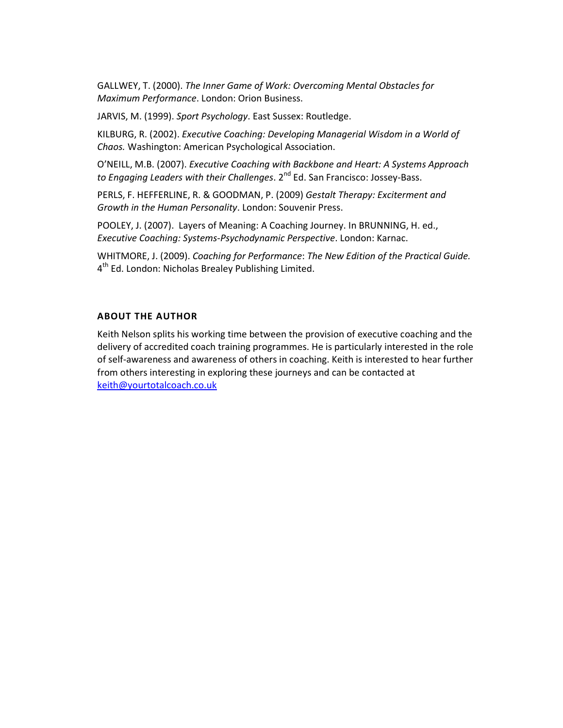GALLWEY, T. (2000). *The Inner Game of Work: Overcoming Mental Obstacles for Maximum Performance*. London: Orion Business.

JARVIS, M. (1999). *Sport Psychology*. East Sussex: Routledge.

KILBURG, R. (2002). *Executive Coaching: Developing Managerial Wisdom in a World of Chaos.* Washington: American Psychological Association.

O'NEILL, M.B. (2007). *Executive Coaching with Backbone and Heart: A Systems Approach to Engaging Leaders with their Challenges*. 2nd Ed. San Francisco: Jossey-Bass.

PERLS, F. HEFFERLINE, R. & GOODMAN, P. (2009) *Gestalt Therapy: Exciterment and Growth in the Human Personality*. London: Souvenir Press.

POOLEY, J. (2007). Layers of Meaning: A Coaching Journey. In BRUNNING, H. ed., *Executive Coaching: Systems-Psychodynamic Perspective*. London: Karnac.

WHITMORE, J. (2009). *Coaching for Performance*: *The New Edition of the Practical Guide.* 4th Ed. London: Nicholas Brealey Publishing Limited.

**ABOUT THE AUTHOR**

Keith Nelson splits his working time between the provision of executive coaching and the delivery of accredited coach training programmes. He is particularly interested in the role of self-awareness and awareness of others in coaching. Keith is interested to hear further from others interesting in exploring these journeys and can be contacted at keith@yourtotalcoach.co.uk